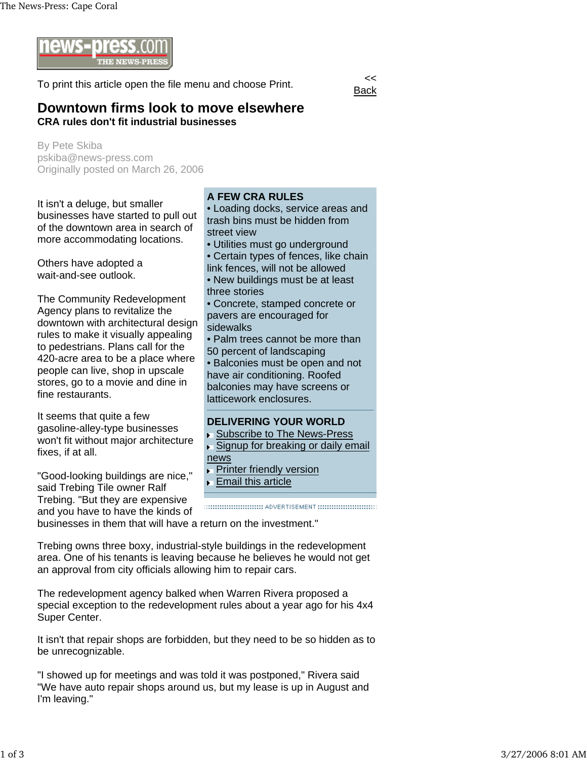news-press.com THE NEWS-PRESS

To print this article open the file menu and choose Print.

<< Back

# Downtown firms look to move elsewhere

**CRA rules don't fit industrial businesses**

By Pete Skiba
pskiba@news-press.com
Originally posted on March 26, 2006

It isn't a deluge, but smaller businesses have started to pull out of the downtown area in search of more accommodating locations.

Others have adopted a wait-and-see outlook.

The Community Redevelopment Agency plans to revitalize the downtown with architectural design rules to make it visually appealing to pedestrians. Plans call for the 420-acre area to be a place where people can live, shop in upscale stores, go to a movie and dine in fine restaurants.

It seems that quite a few gasoline-alley-type businesses won't fit without major architecture fixes, if at all.

"Good-looking buildings are nice," said Trebing Tile owner Ralf Trebing. "But they are expensive and you have to have the kinds of businesses in them that will have a return on the investment."

Trebing owns three boxy, industrial-style buildings in the redevelopment area. One of his tenants is leaving because he believes he would not get an approval from city officials allowing him to repair cars.

The redevelopment agency balked when Warren Rivera proposed a special exception to the redevelopment rules about a year ago for his 4x4 Super Center.

It isn't that repair shops are forbidden, but they need to be so hidden as to be unrecognizable.

"I showed up for meetings and was told it was postponed," Rivera said "We have auto repair shops around us, but my lease is up in August and I'm leaving."

**A FEW CRA RULES**

- Loading docks, service areas and trash bins must be hidden from street view
- Utilities must go underground
- Certain types of fences, like chain link fences, will not be allowed
- New buildings must be at least three stories
- Concrete, stamped concrete or pavers are encouraged for sidewalks
- Palm trees cannot be more than 50 percent of landscaping
- Balconies must be open and not have air conditioning. Roofed balconies may have screens or latticework enclosures.

**DELIVERING YOUR WORLD**

- Subscribe to The News-Press
- Signup for breaking or daily email news
- Printer friendly version
- Email this article

ADVERTISEMENT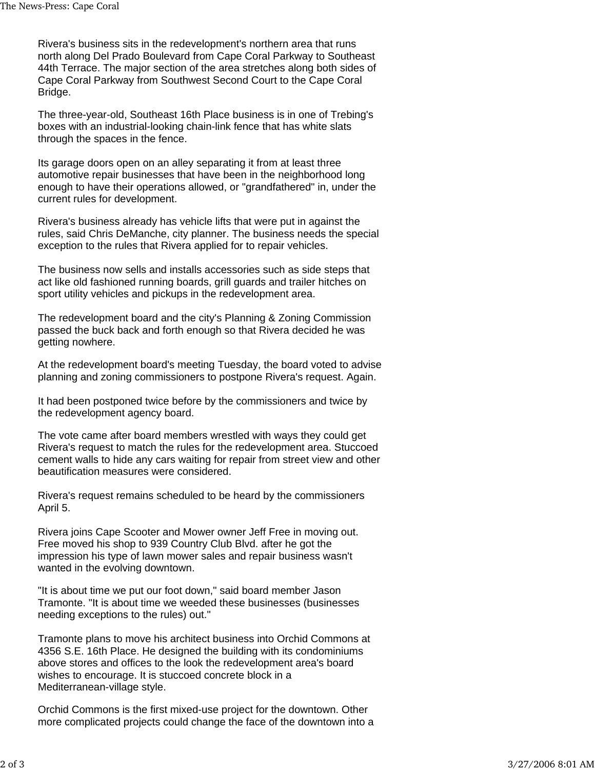Rivera's business sits in the redevelopment's northern area that runs north along Del Prado Boulevard from Cape Coral Parkway to Southeast 44th Terrace. The major section of the area stretches along both sides of Cape Coral Parkway from Southwest Second Court to the Cape Coral Bridge.

The three-year-old, Southeast 16th Place business is in one of Trebing's boxes with an industrial-looking chain-link fence that has white slats through the spaces in the fence.

Its garage doors open on an alley separating it from at least three automotive repair businesses that have been in the neighborhood long enough to have their operations allowed, or "grandfathered" in, under the current rules for development.

Rivera's business already has vehicle lifts that were put in against the rules, said Chris DeManche, city planner. The business needs the special exception to the rules that Rivera applied for to repair vehicles.

The business now sells and installs accessories such as side steps that act like old fashioned running boards, grill guards and trailer hitches on sport utility vehicles and pickups in the redevelopment area.

The redevelopment board and the city's Planning & Zoning Commission passed the buck back and forth enough so that Rivera decided he was getting nowhere.

At the redevelopment board's meeting Tuesday, the board voted to advise planning and zoning commissioners to postpone Rivera's request. Again.

It had been postponed twice before by the commissioners and twice by the redevelopment agency board.

The vote came after board members wrestled with ways they could get Rivera's request to match the rules for the redevelopment area. Stuccoed cement walls to hide any cars waiting for repair from street view and other beautification measures were considered.

Rivera's request remains scheduled to be heard by the commissioners April 5.

Rivera joins Cape Scooter and Mower owner Jeff Free in moving out. Free moved his shop to 939 Country Club Blvd. after he got the impression his type of lawn mower sales and repair business wasn't wanted in the evolving downtown.

"It is about time we put our foot down," said board member Jason Tramonte. "It is about time we weeded these businesses (businesses needing exceptions to the rules) out."

Tramonte plans to move his architect business into Orchid Commons at 4356 S.E. 16th Place. He designed the building with its condominiums above stores and offices to the look the redevelopment area's board wishes to encourage. It is stuccoed concrete block in a Mediterranean-village style.

Orchid Commons is the first mixed-use project for the downtown. Other more complicated projects could change the face of the downtown into a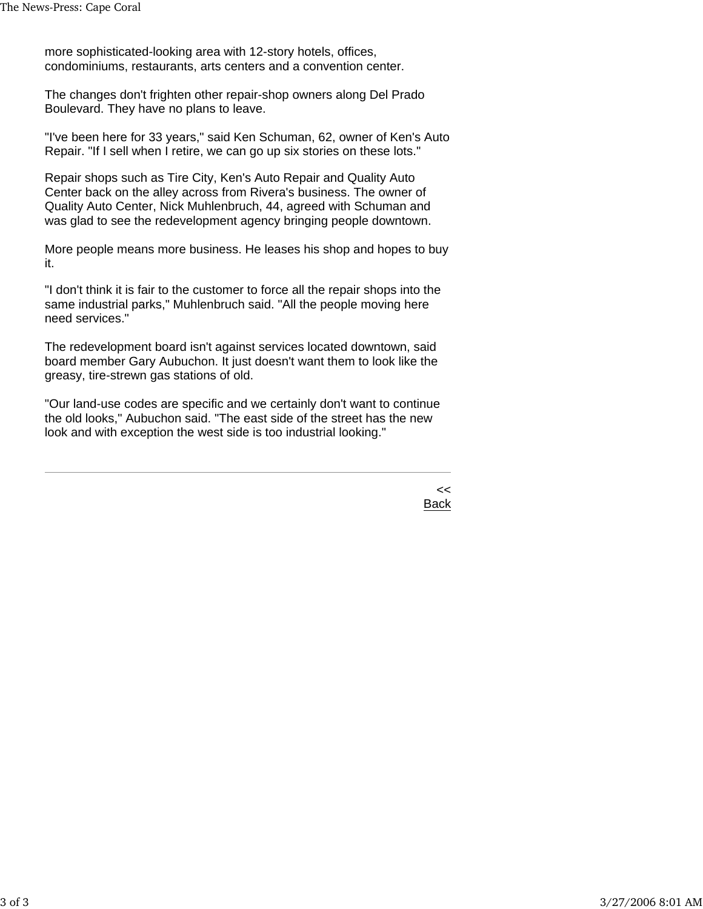more sophisticated-looking area with 12-story hotels, offices, condominiums, restaurants, arts centers and a convention center.

The changes don't frighten other repair-shop owners along Del Prado Boulevard. They have no plans to leave.

"I've been here for 33 years," said Ken Schuman, 62, owner of Ken's Auto Repair. "If I sell when I retire, we can go up six stories on these lots."

Repair shops such as Tire City, Ken's Auto Repair and Quality Auto Center back on the alley across from Rivera's business. The owner of Quality Auto Center, Nick Muhlenbruch, 44, agreed with Schuman and was glad to see the redevelopment agency bringing people downtown.

More people means more business. He leases his shop and hopes to buy it.

"I don't think it is fair to the customer to force all the repair shops into the same industrial parks," Muhlenbruch said. "All the people moving here need services."

The redevelopment board isn't against services located downtown, said board member Gary Aubuchon. It just doesn't want them to look like the greasy, tire-strewn gas stations of old.

"Our land-use codes are specific and we certainly don't want to continue the old looks," Aubuchon said. "The east side of the street has the new look and with exception the west side is too industrial looking."

---

<< Back